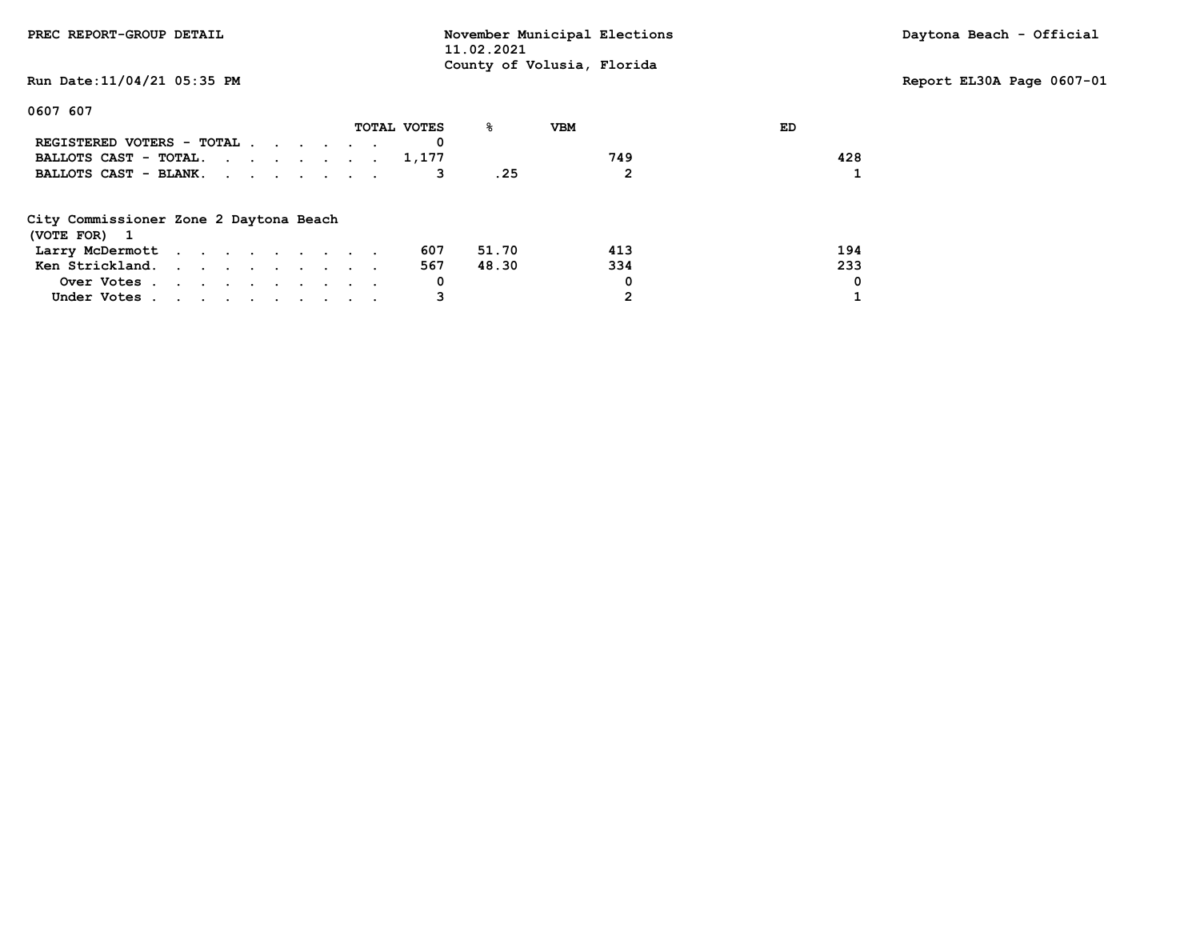PREC REPORT-GROUP DETAIL

November Municipal Elections
11.02.2021
County of Volusia, Florida

Daytona Beach - Official

Run Date:11/04/21 05:35 PM

Report EL30A Page 0607-01

0607 607

| | TOTAL VOTES | % | VBM | ED |
|---|---|---|---|---|
| REGISTERED VOTERS - TOTAL | 0 | | | |
| BALLOTS CAST - TOTAL. | 1,177 | | 749 | 428 |
| BALLOTS CAST - BLANK. | 3 | .25 | 2 | 1 |

City Commissioner Zone 2 Daytona Beach
(VOTE FOR) 1

| | TOTAL VOTES | % | VBM | ED |
|---|---|---|---|---|
| Larry McDermott | 607 | 51.70 | 413 | 194 |
| Ken Strickland. | 567 | 48.30 | 334 | 233 |
| Over Votes | 0 | | 0 | 0 |
| Under Votes | 3 | | 2 | 1 |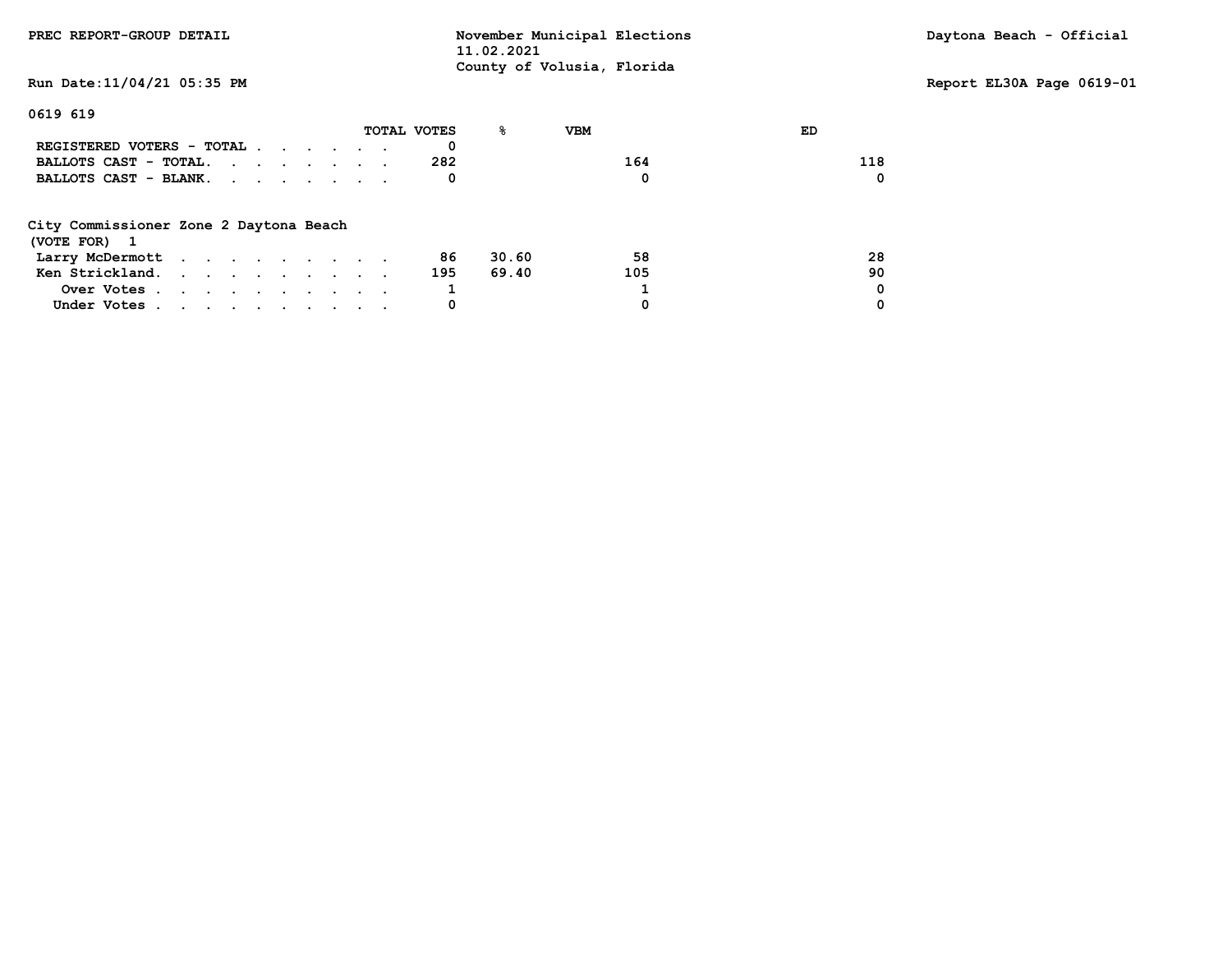PREC REPORT-GROUP DETAIL

November Municipal Elections
11.02.2021
County of Volusia, Florida

Daytona Beach - Official

Run Date:11/04/21 05:35 PM

Report EL30A Page 0619-01

**0619 619**

| | TOTAL VOTES | % | VBM | ED |
|---|---|---|---|---|
| REGISTERED VOTERS - TOTAL | 0 | | | |
| BALLOTS CAST - TOTAL. | 282 | | 164 | 118 |
| BALLOTS CAST - BLANK. | 0 | | 0 | 0 |

**City Commissioner Zone 2 Daytona Beach**
**(VOTE FOR) 1**

| | TOTAL VOTES | % | VBM | ED |
|---|---|---|---|---|
| Larry McDermott | 86 | 30.60 | 58 | 28 |
| Ken Strickland. | 195 | 69.40 | 105 | 90 |
| Over Votes | 1 | | 1 | 0 |
| Under Votes | 0 | | 0 | 0 |